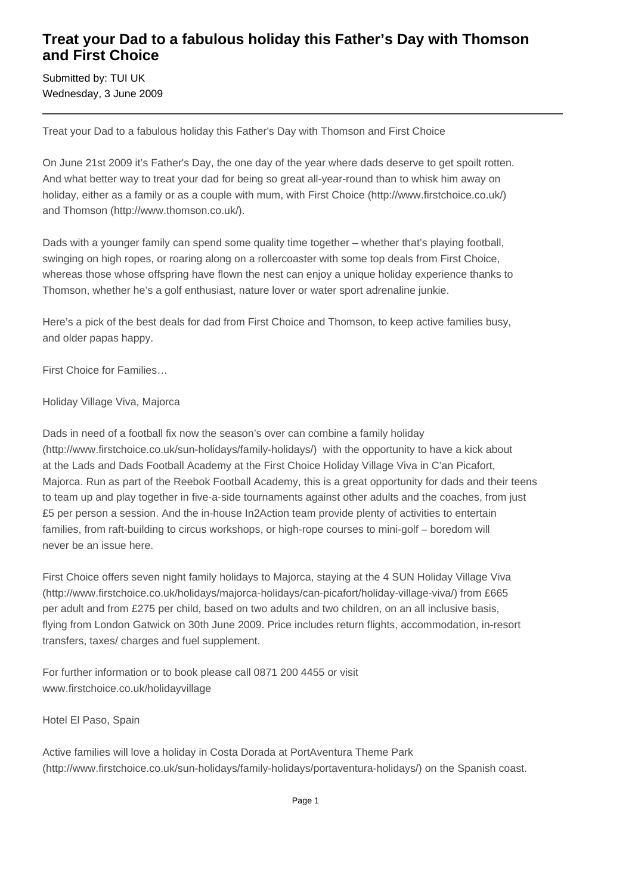# Treat your Dad to a fabulous holiday this Father's Day with Thomson and First Choice

Submitted by: TUI UK
Wednesday, 3 June 2009

---

Treat your Dad to a fabulous holiday this Father's Day with Thomson and First Choice

On June 21st 2009 it's Father's Day, the one day of the year where dads deserve to get spoilt rotten. And what better way to treat your dad for being so great all-year-round than to whisk him away on holiday, either as a family or as a couple with mum, with First Choice (http://www.firstchoice.co.uk/) and Thomson (http://www.thomson.co.uk/).

Dads with a younger family can spend some quality time together – whether that's playing football, swinging on high ropes, or roaring along on a rollercoaster with some top deals from First Choice, whereas those whose offspring have flown the nest can enjoy a unique holiday experience thanks to Thomson, whether he's a golf enthusiast, nature lover or water sport adrenaline junkie.

Here's a pick of the best deals for dad from First Choice and Thomson, to keep active families busy, and older papas happy.

First Choice for Families…

Holiday Village Viva, Majorca

Dads in need of a football fix now the season's over can combine a family holiday (http://www.firstchoice.co.uk/sun-holidays/family-holidays/) with the opportunity to have a kick about at the Lads and Dads Football Academy at the First Choice Holiday Village Viva in C'an Picafort, Majorca. Run as part of the Reebok Football Academy, this is a great opportunity for dads and their teens to team up and play together in five-a-side tournaments against other adults and the coaches, from just £5 per person a session. And the in-house In2Action team provide plenty of activities to entertain families, from raft-building to circus workshops, or high-rope courses to mini-golf – boredom will never be an issue here.

First Choice offers seven night family holidays to Majorca, staying at the 4 SUN Holiday Village Viva (http://www.firstchoice.co.uk/holidays/majorca-holidays/can-picafort/holiday-village-viva/) from £665 per adult and from £275 per child, based on two adults and two children, on an all inclusive basis, flying from London Gatwick on 30th June 2009. Price includes return flights, accommodation, in-resort transfers, taxes/ charges and fuel supplement.

For further information or to book please call 0871 200 4455 or visit www.firstchoice.co.uk/holidayvillage

Hotel El Paso, Spain

Active families will love a holiday in Costa Dorada at PortAventura Theme Park (http://www.firstchoice.co.uk/sun-holidays/family-holidays/portaventura-holidays/) on the Spanish coast.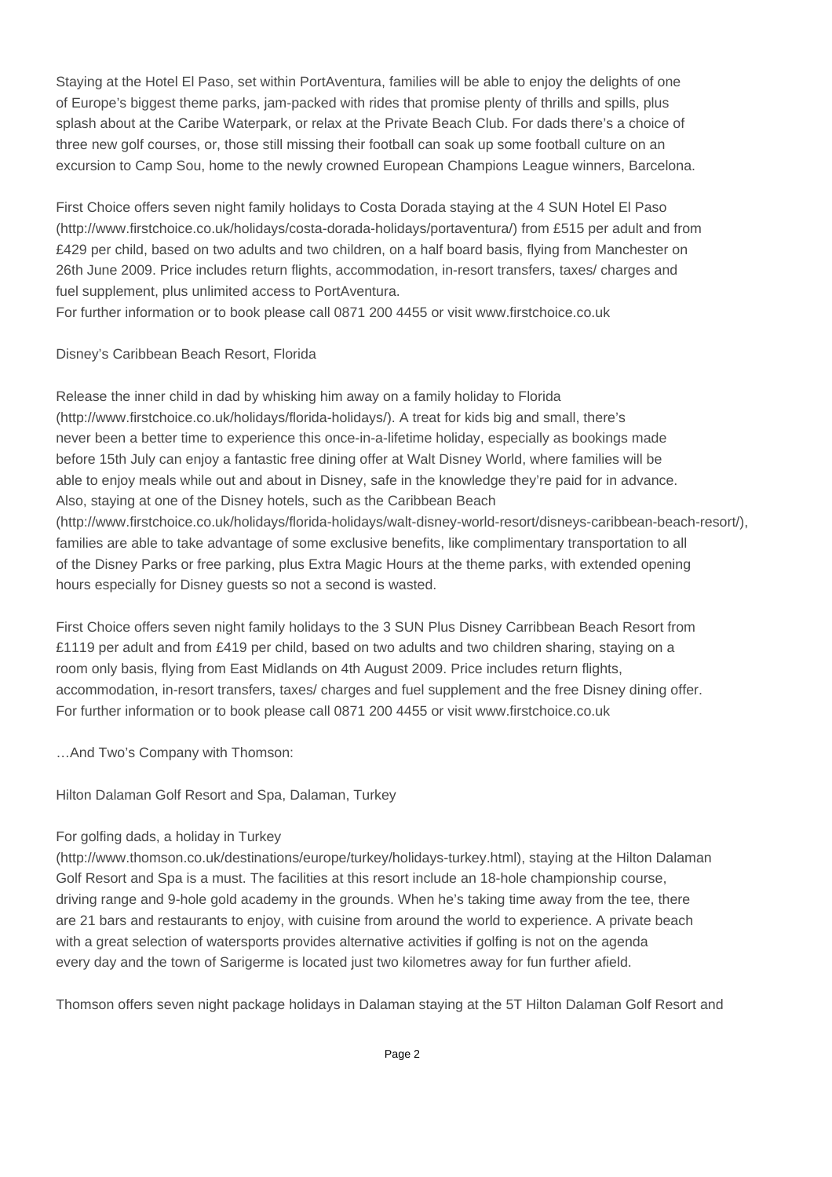Staying at the Hotel El Paso, set within PortAventura, families will be able to enjoy the delights of one of Europe's biggest theme parks, jam-packed with rides that promise plenty of thrills and spills, plus splash about at the Caribe Waterpark, or relax at the Private Beach Club. For dads there's a choice of three new golf courses, or, those still missing their football can soak up some football culture on an excursion to Camp Sou, home to the newly crowned European Champions League winners, Barcelona.

First Choice offers seven night family holidays to Costa Dorada staying at the 4 SUN Hotel El Paso (http://www.firstchoice.co.uk/holidays/costa-dorada-holidays/portaventura/) from £515 per adult and from £429 per child, based on two adults and two children, on a half board basis, flying from Manchester on 26th June 2009. Price includes return flights, accommodation, in-resort transfers, taxes/ charges and fuel supplement, plus unlimited access to PortAventura.
For further information or to book please call 0871 200 4455 or visit www.firstchoice.co.uk

Disney's Caribbean Beach Resort, Florida

Release the inner child in dad by whisking him away on a family holiday to Florida (http://www.firstchoice.co.uk/holidays/florida-holidays/). A treat for kids big and small, there's never been a better time to experience this once-in-a-lifetime holiday, especially as bookings made before 15th July can enjoy a fantastic free dining offer at Walt Disney World, where families will be able to enjoy meals while out and about in Disney, safe in the knowledge they're paid for in advance. Also, staying at one of the Disney hotels, such as the Caribbean Beach (http://www.firstchoice.co.uk/holidays/florida-holidays/walt-disney-world-resort/disneys-caribbean-beach-resort/), families are able to take advantage of some exclusive benefits, like complimentary transportation to all of the Disney Parks or free parking, plus Extra Magic Hours at the theme parks, with extended opening hours especially for Disney guests so not a second is wasted.

First Choice offers seven night family holidays to the 3 SUN Plus Disney Carribbean Beach Resort from £1119 per adult and from £419 per child, based on two adults and two children sharing, staying on a room only basis, flying from East Midlands on 4th August 2009. Price includes return flights, accommodation, in-resort transfers, taxes/ charges and fuel supplement and the free Disney dining offer.
For further information or to book please call 0871 200 4455 or visit www.firstchoice.co.uk

…And Two's Company with Thomson:

Hilton Dalaman Golf Resort and Spa, Dalaman, Turkey

For golfing dads, a holiday in Turkey (http://www.thomson.co.uk/destinations/europe/turkey/holidays-turkey.html), staying at the Hilton Dalaman Golf Resort and Spa is a must. The facilities at this resort include an 18-hole championship course, driving range and 9-hole gold academy in the grounds. When he's taking time away from the tee, there are 21 bars and restaurants to enjoy, with cuisine from around the world to experience. A private beach with a great selection of watersports provides alternative activities if golfing is not on the agenda every day and the town of Sarigerme is located just two kilometres away for fun further afield.

Thomson offers seven night package holidays in Dalaman staying at the 5T Hilton Dalaman Golf Resort and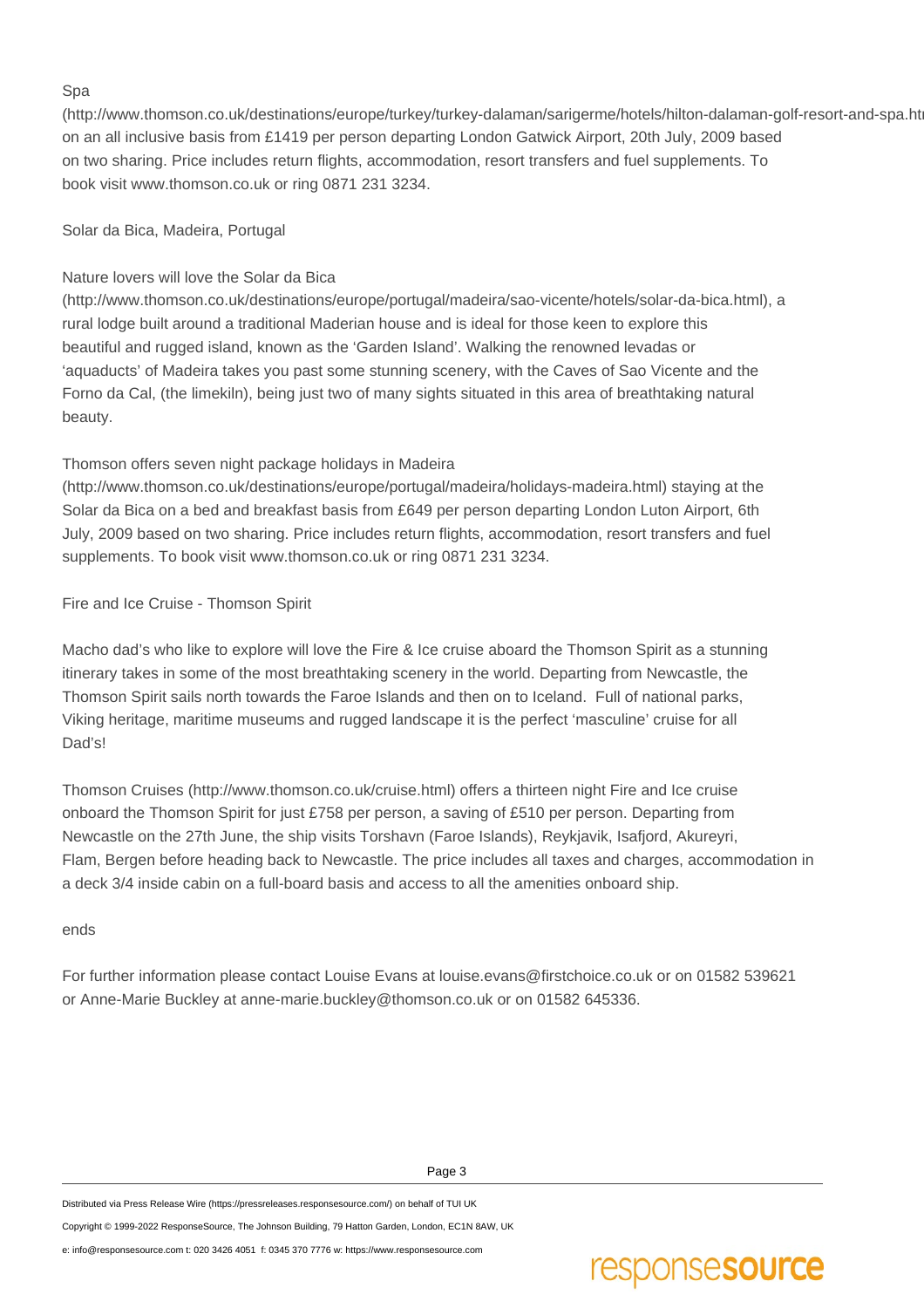Spa
(http://www.thomson.co.uk/destinations/europe/turkey/turkey-dalaman/sarigerme/hotels/hilton-dalaman-golf-resort-and-spa.ht
on an all inclusive basis from £1419 per person departing London Gatwick Airport, 20th July, 2009 based on two sharing. Price includes return flights, accommodation, resort transfers and fuel supplements. To book visit www.thomson.co.uk or ring 0871 231 3234.

Solar da Bica, Madeira, Portugal

Nature lovers will love the Solar da Bica (http://www.thomson.co.uk/destinations/europe/portugal/madeira/sao-vicente/hotels/solar-da-bica.html), a rural lodge built around a traditional Maderian house and is ideal for those keen to explore this beautiful and rugged island, known as the 'Garden Island'. Walking the renowned levadas or 'aquaducts' of Madeira takes you past some stunning scenery, with the Caves of Sao Vicente and the Forno da Cal, (the limekiln), being just two of many sights situated in this area of breathtaking natural beauty.

Thomson offers seven night package holidays in Madeira (http://www.thomson.co.uk/destinations/europe/portugal/madeira/holidays-madeira.html) staying at the Solar da Bica on a bed and breakfast basis from £649 per person departing London Luton Airport, 6th July, 2009 based on two sharing. Price includes return flights, accommodation, resort transfers and fuel supplements. To book visit www.thomson.co.uk or ring 0871 231 3234.

Fire and Ice Cruise - Thomson Spirit

Macho dad's who like to explore will love the Fire & Ice cruise aboard the Thomson Spirit as a stunning itinerary takes in some of the most breathtaking scenery in the world. Departing from Newcastle, the Thomson Spirit sails north towards the Faroe Islands and then on to Iceland. Full of national parks, Viking heritage, maritime museums and rugged landscape it is the perfect 'masculine' cruise for all Dad's!

Thomson Cruises (http://www.thomson.co.uk/cruise.html) offers a thirteen night Fire and Ice cruise onboard the Thomson Spirit for just £758 per person, a saving of £510 per person. Departing from Newcastle on the 27th June, the ship visits Torshavn (Faroe Islands), Reykjavik, Isafjord, Akureyri, Flam, Bergen before heading back to Newcastle. The price includes all taxes and charges, accommodation in a deck 3/4 inside cabin on a full-board basis and access to all the amenities onboard ship.

ends

For further information please contact Louise Evans at louise.evans@firstchoice.co.uk or on 01582 539621 or Anne-Marie Buckley at anne-marie.buckley@thomson.co.uk or on 01582 645336.